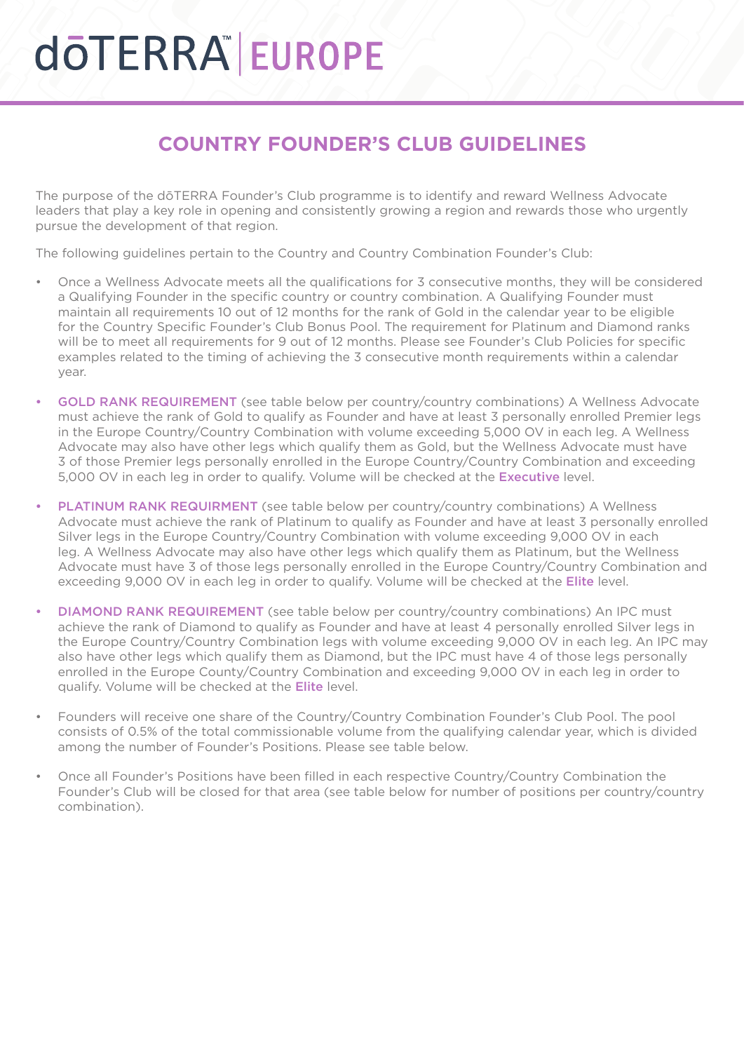# dōTERRA™ | EUROPE

## COUNTRY FOUNDER'S CLUB GUIDELINES

The purpose of the dōTERRA Founder's Club programme is to identify and reward Wellness Advocate leaders that play a key role in opening and consistently growing a region and rewards those who urgently pursue the development of that region.

The following guidelines pertain to the Country and Country Combination Founder's Club:

- Once a Wellness Advocate meets all the qualifications for 3 consecutive months, they will be considered a Qualifying Founder in the specific country or country combination. A Qualifying Founder must maintain all requirements 10 out of 12 months for the rank of Gold in the calendar year to be eligible for the Country Specific Founder's Club Bonus Pool. The requirement for Platinum and Diamond ranks will be to meet all requirements for 9 out of 12 months. Please see Founder's Club Policies for specific examples related to the timing of achieving the 3 consecutive month requirements within a calendar year.
- **GOLD RANK REQUIREMENT** (see table below per country/country combinations) A Wellness Advocate must achieve the rank of Gold to qualify as Founder and have at least 3 personally enrolled Premier legs in the Europe Country/Country Combination with volume exceeding 5,000 OV in each leg. A Wellness Advocate may also have other legs which qualify them as Gold, but the Wellness Advocate must have 3 of those Premier legs personally enrolled in the Europe Country/Country Combination and exceeding 5,000 OV in each leg in order to qualify. Volume will be checked at the **Executive** level.
- **PLATINUM RANK REQUIRMENT** (see table below per country/country combinations) A Wellness Advocate must achieve the rank of Platinum to qualify as Founder and have at least 3 personally enrolled Silver legs in the Europe Country/Country Combination with volume exceeding 9,000 OV in each leg. A Wellness Advocate may also have other legs which qualify them as Platinum, but the Wellness Advocate must have 3 of those legs personally enrolled in the Europe Country/Country Combination and exceeding 9,000 OV in each leg in order to qualify. Volume will be checked at the **Elite** level.
- **DIAMOND RANK REQUIREMENT** (see table below per country/country combinations) An IPC must achieve the rank of Diamond to qualify as Founder and have at least 4 personally enrolled Silver legs in the Europe Country/Country Combination legs with volume exceeding 9,000 OV in each leg. An IPC may also have other legs which qualify them as Diamond, but the IPC must have 4 of those legs personally enrolled in the Europe County/Country Combination and exceeding 9,000 OV in each leg in order to qualify. Volume will be checked at the **Elite** level.
- Founders will receive one share of the Country/Country Combination Founder's Club Pool. The pool consists of 0.5% of the total commissionable volume from the qualifying calendar year, which is divided among the number of Founder's Positions. Please see table below.
- Once all Founder's Positions have been filled in each respective Country/Country Combination the Founder's Club will be closed for that area (see table below for number of positions per country/country combination).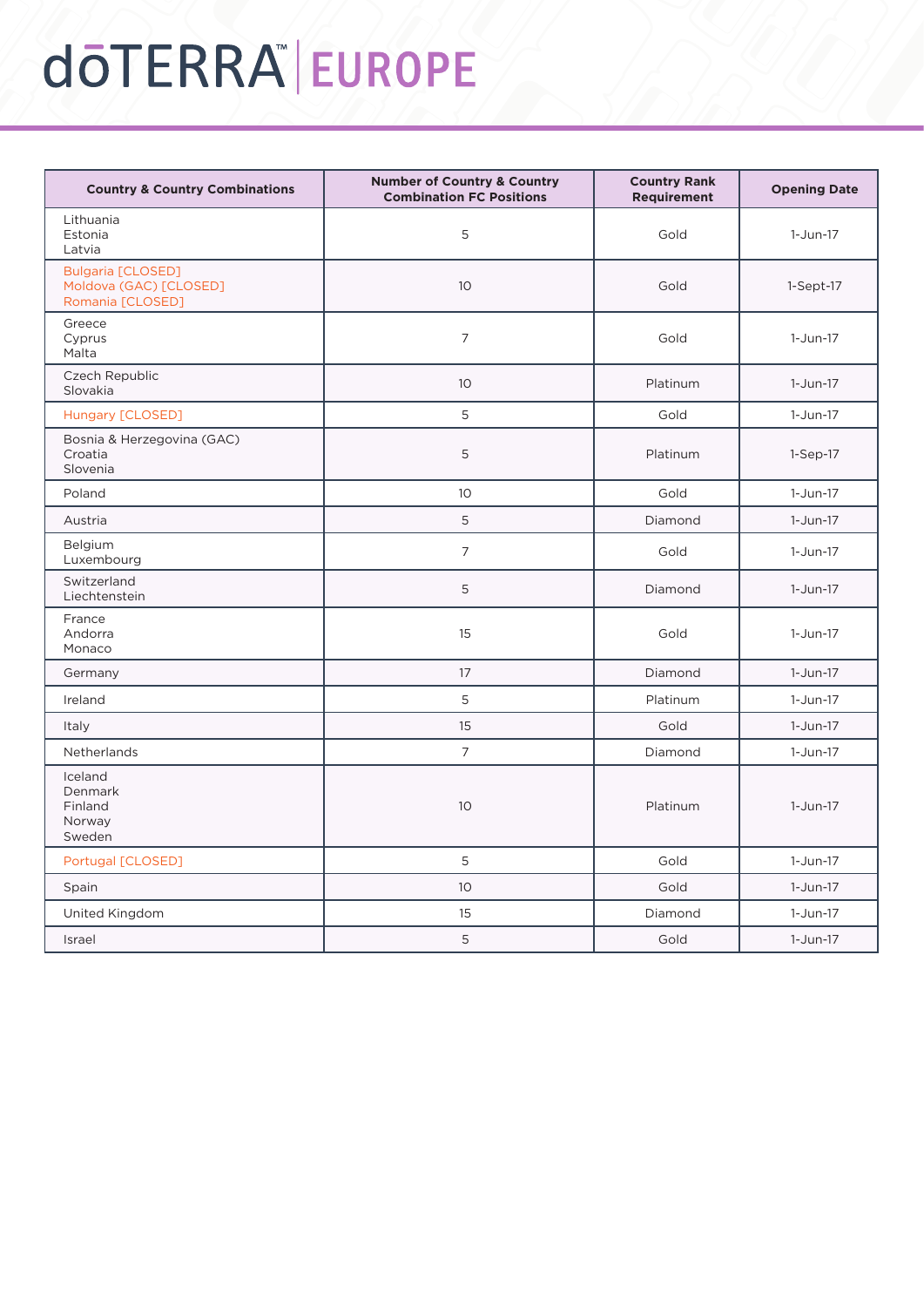# dōTERRA EUROPE

| Country & Country Combinations | Number of Country & Country Combination FC Positions | Country Rank Requirement | Opening Date |
|---|---|---|---|
| Lithuania<br>Estonia<br>Latvia | 5 | Gold | 1-Jun-17 |
| Bulgaria [CLOSED]<br>Moldova (GAC) [CLOSED]<br>Romania [CLOSED] | 10 | Gold | 1-Sept-17 |
| Greece<br>Cyprus<br>Malta | 7 | Gold | 1-Jun-17 |
| Czech Republic<br>Slovakia | 10 | Platinum | 1-Jun-17 |
| Hungary [CLOSED] | 5 | Gold | 1-Jun-17 |
| Bosnia & Herzegovina (GAC)<br>Croatia<br>Slovenia | 5 | Platinum | 1-Sep-17 |
| Poland | 10 | Gold | 1-Jun-17 |
| Austria | 5 | Diamond | 1-Jun-17 |
| Belgium<br>Luxembourg | 7 | Gold | 1-Jun-17 |
| Switzerland<br>Liechtenstein | 5 | Diamond | 1-Jun-17 |
| France<br>Andorra<br>Monaco | 15 | Gold | 1-Jun-17 |
| Germany | 17 | Diamond | 1-Jun-17 |
| Ireland | 5 | Platinum | 1-Jun-17 |
| Italy | 15 | Gold | 1-Jun-17 |
| Netherlands | 7 | Diamond | 1-Jun-17 |
| Iceland<br>Denmark<br>Finland<br>Norway<br>Sweden | 10 | Platinum | 1-Jun-17 |
| Portugal [CLOSED] | 5 | Gold | 1-Jun-17 |
| Spain | 10 | Gold | 1-Jun-17 |
| United Kingdom | 15 | Diamond | 1-Jun-17 |
| Israel | 5 | Gold | 1-Jun-17 |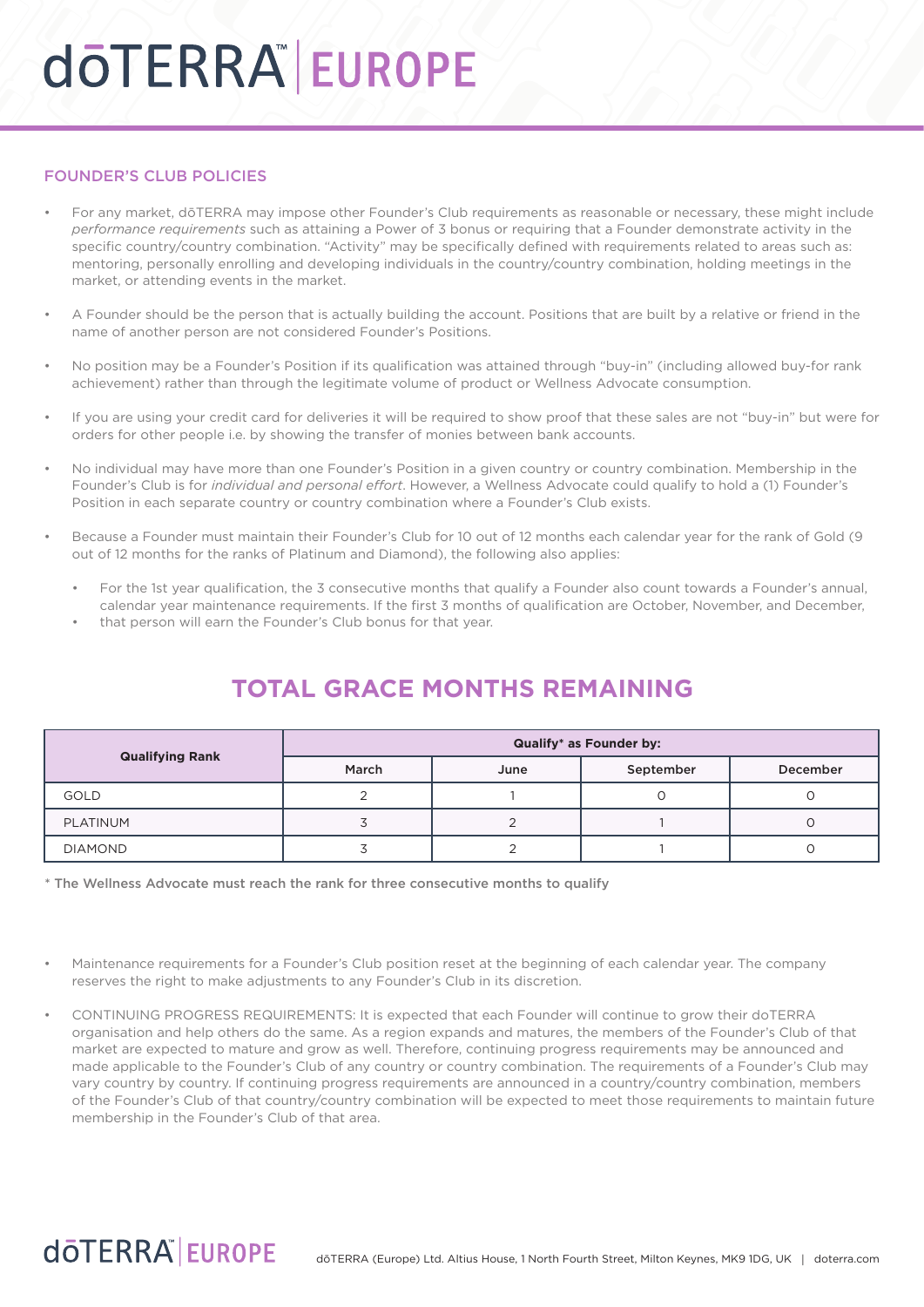## FOUNDER'S CLUB POLICIES

- For any market, dōTERRA may impose other Founder's Club requirements as reasonable or necessary, these might include *performance requirements* such as attaining a Power of 3 bonus or requiring that a Founder demonstrate activity in the specific country/country combination. "Activity" may be specifically defined with requirements related to areas such as: mentoring, personally enrolling and developing individuals in the country/country combination, holding meetings in the market, or attending events in the market.
- A Founder should be the person that is actually building the account. Positions that are built by a relative or friend in the name of another person are not considered Founder's Positions.
- No position may be a Founder's Position if its qualification was attained through "buy-in" (including allowed buy-for rank achievement) rather than through the legitimate volume of product or Wellness Advocate consumption.
- If you are using your credit card for deliveries it will be required to show proof that these sales are not "buy-in" but were for orders for other people i.e. by showing the transfer of monies between bank accounts.
- No individual may have more than one Founder's Position in a given country or country combination. Membership in the Founder's Club is for *individual and personal effort*. However, a Wellness Advocate could qualify to hold a (1) Founder's Position in each separate country or country combination where a Founder's Club exists.
- Because a Founder must maintain their Founder's Club for 10 out of 12 months each calendar year for the rank of Gold (9 out of 12 months for the ranks of Platinum and Diamond), the following also applies:
  - For the 1st year qualification, the 3 consecutive months that qualify a Founder also count towards a Founder's annual, calendar year maintenance requirements. If the first 3 months of qualification are October, November, and December,
  - that person will earn the Founder's Club bonus for that year.

## TOTAL GRACE MONTHS REMAINING

| Qualifying Rank | Qualify* as Founder by: | | | |
|---|---|---|---|---|
| | March | June | September | December |
| GOLD | 2 | 1 | 0 | 0 |
| PLATINUM | 3 | 2 | 1 | 0 |
| DIAMOND | 3 | 2 | 1 | 0 |

\* **The Wellness Advocate must reach the rank for three consecutive months to qualify**

- Maintenance requirements for a Founder's Club position reset at the beginning of each calendar year. The company reserves the right to make adjustments to any Founder's Club in its discretion.
- CONTINUING PROGRESS REQUIREMENTS: It is expected that each Founder will continue to grow their dōTERRA organisation and help others do the same. As a region expands and matures, the members of the Founder's Club of that market are expected to mature and grow as well. Therefore, continuing progress requirements may be announced and made applicable to the Founder's Club of any country or country combination. The requirements of a Founder's Club may vary country by country. If continuing progress requirements are announced in a country/country combination, members of the Founder's Club of that country/country combination will be expected to meet those requirements to maintain future membership in the Founder's Club of that area.